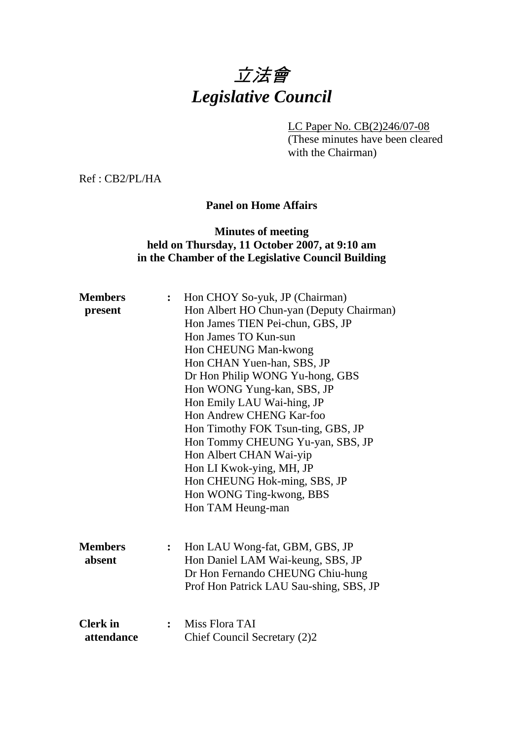# *立法會*
# *Legislative Council*

LC Paper No. CB(2)246/07-08
(These minutes have been cleared with the Chairman)

Ref : CB2/PL/HA

**Panel on Home Affairs**

**Minutes of meeting**
**held on Thursday, 11 October 2007, at 9:10 am**
**in the Chamber of the Legislative Council Building**

**Members present** :
Hon CHOY So-yuk, JP (Chairman)
Hon Albert HO Chun-yan (Deputy Chairman)
Hon James TIEN Pei-chun, GBS, JP
Hon James TO Kun-sun
Hon CHEUNG Man-kwong
Hon CHAN Yuen-han, SBS, JP
Dr Hon Philip WONG Yu-hong, GBS
Hon WONG Yung-kan, SBS, JP
Hon Emily LAU Wai-hing, JP
Hon Andrew CHENG Kar-foo
Hon Timothy FOK Tsun-ting, GBS, JP
Hon Tommy CHEUNG Yu-yan, SBS, JP
Hon Albert CHAN Wai-yip
Hon LI Kwok-ying, MH, JP
Hon CHEUNG Hok-ming, SBS, JP
Hon WONG Ting-kwong, BBS
Hon TAM Heung-man

**Members absent** :
Hon LAU Wong-fat, GBM, GBS, JP
Hon Daniel LAM Wai-keung, SBS, JP
Dr Hon Fernando CHEUNG Chiu-hung
Prof Hon Patrick LAU Sau-shing, SBS, JP

**Clerk in attendance** :
Miss Flora TAI
Chief Council Secretary (2)2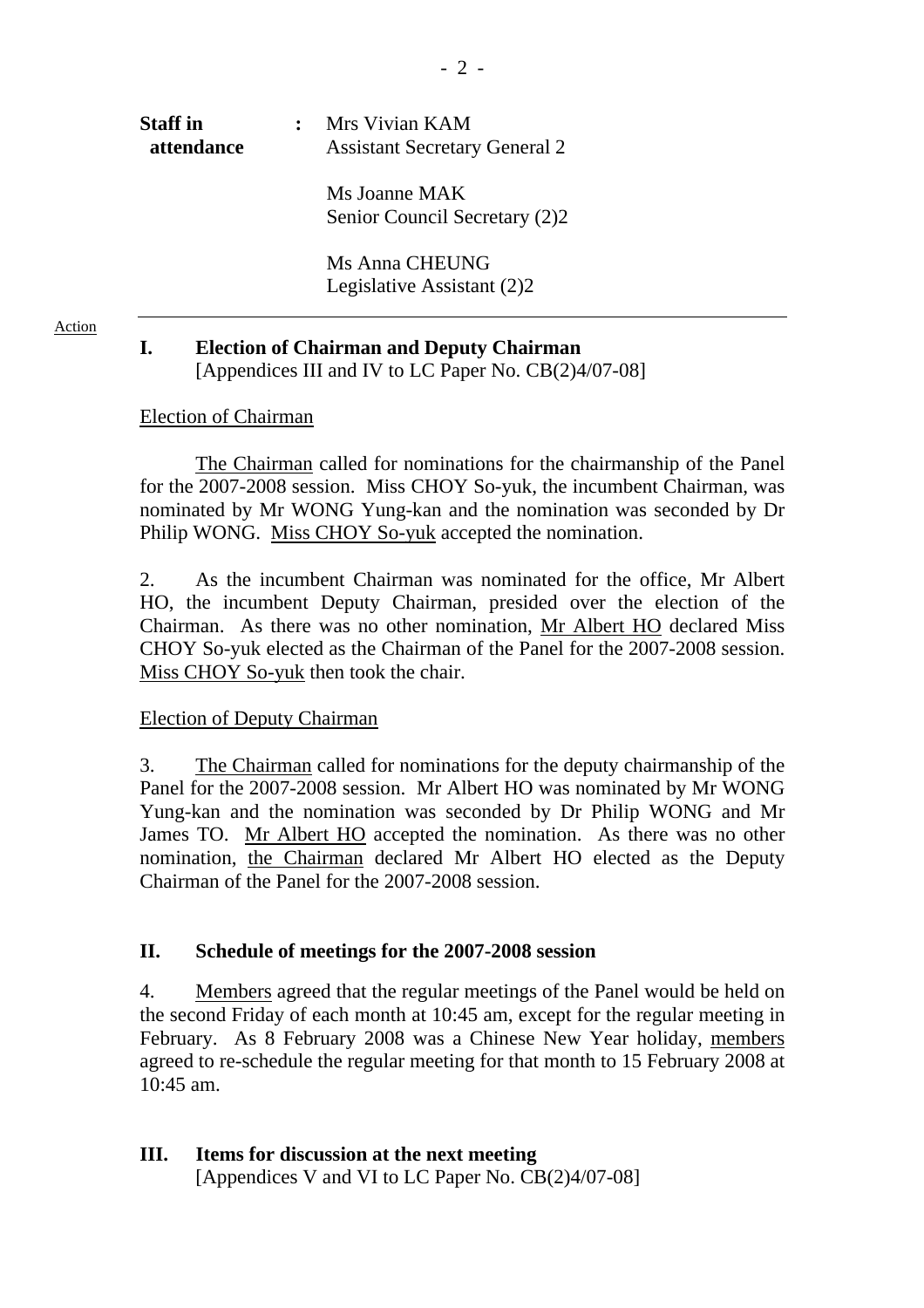**Staff in attendance** : Mrs Vivian KAM
Assistant Secretary General 2

Ms Joanne MAK
Senior Council Secretary (2)2

Ms Anna CHEUNG
Legislative Assistant (2)2

---

Action

## I. Election of Chairman and Deputy Chairman

[Appendices III and IV to LC Paper No. CB(2)4/07-08]

Election of Chairman

The Chairman called for nominations for the chairmanship of the Panel for the 2007-2008 session. Miss CHOY So-yuk, the incumbent Chairman, was nominated by Mr WONG Yung-kan and the nomination was seconded by Dr Philip WONG. Miss CHOY So-yuk accepted the nomination.

2. As the incumbent Chairman was nominated for the office, Mr Albert HO, the incumbent Deputy Chairman, presided over the election of the Chairman. As there was no other nomination, Mr Albert HO declared Miss CHOY So-yuk elected as the Chairman of the Panel for the 2007-2008 session. Miss CHOY So-yuk then took the chair.

Election of Deputy Chairman

3. The Chairman called for nominations for the deputy chairmanship of the Panel for the 2007-2008 session. Mr Albert HO was nominated by Mr WONG Yung-kan and the nomination was seconded by Dr Philip WONG and Mr James TO. Mr Albert HO accepted the nomination. As there was no other nomination, the Chairman declared Mr Albert HO elected as the Deputy Chairman of the Panel for the 2007-2008 session.

## II. Schedule of meetings for the 2007-2008 session

4. Members agreed that the regular meetings of the Panel would be held on the second Friday of each month at 10:45 am, except for the regular meeting in February. As 8 February 2008 was a Chinese New Year holiday, members agreed to re-schedule the regular meeting for that month to 15 February 2008 at 10:45 am.

## III. Items for discussion at the next meeting

[Appendices V and VI to LC Paper No. CB(2)4/07-08]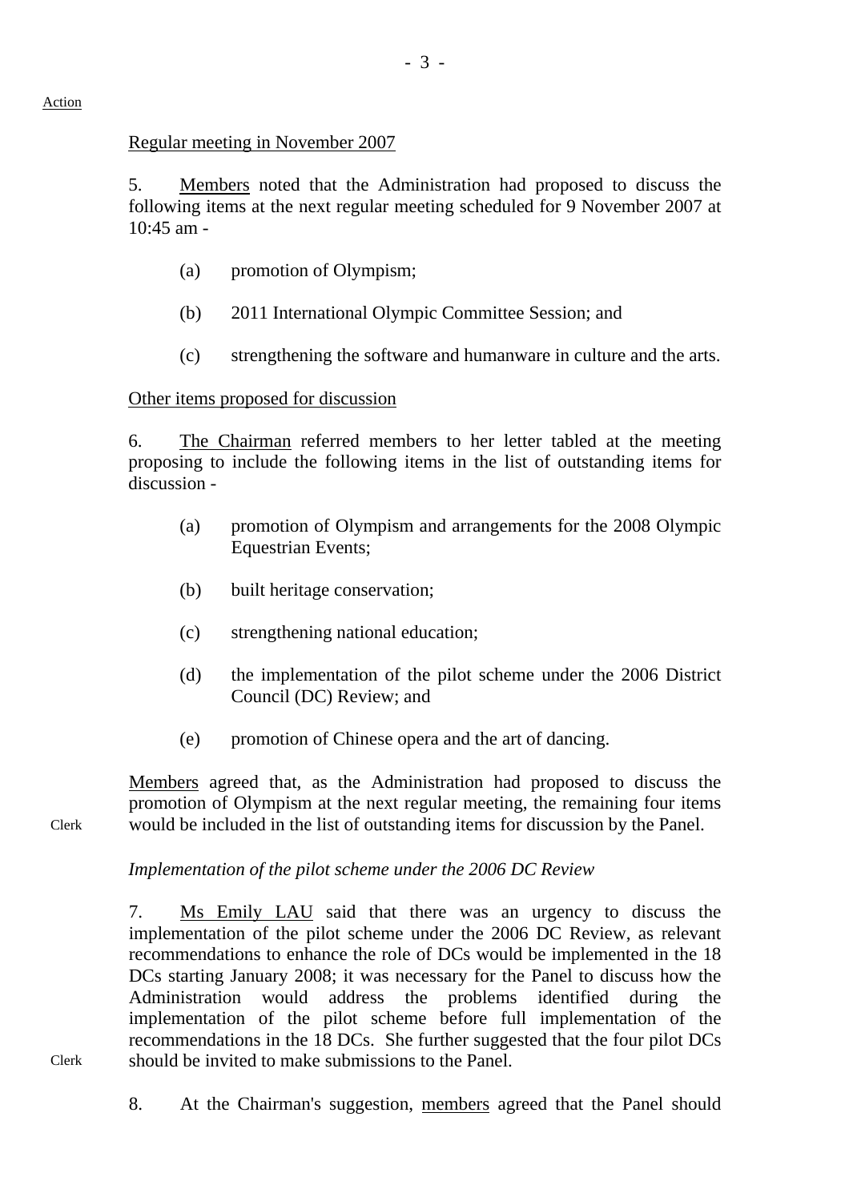Action

Regular meeting in November 2007

5. Members noted that the Administration had proposed to discuss the following items at the next regular meeting scheduled for 9 November 2007 at 10:45 am -

- (a) promotion of Olympism;
- (b) 2011 International Olympic Committee Session; and
- (c) strengthening the software and humanware in culture and the arts.

Other items proposed for discussion

6. The Chairman referred members to her letter tabled at the meeting proposing to include the following items in the list of outstanding items for discussion -

- (a) promotion of Olympism and arrangements for the 2008 Olympic Equestrian Events;
- (b) built heritage conservation;
- (c) strengthening national education;
- (d) the implementation of the pilot scheme under the 2006 District Council (DC) Review; and
- (e) promotion of Chinese opera and the art of dancing.

Clerk — Members agreed that, as the Administration had proposed to discuss the promotion of Olympism at the next regular meeting, the remaining four items would be included in the list of outstanding items for discussion by the Panel.

*Implementation of the pilot scheme under the 2006 DC Review*

7. Ms Emily LAU said that there was an urgency to discuss the implementation of the pilot scheme under the 2006 DC Review, as relevant recommendations to enhance the role of DCs would be implemented in the 18 DCs starting January 2008; it was necessary for the Panel to discuss how the Administration would address the problems identified during the implementation of the pilot scheme before full implementation of the recommendations in the 18 DCs. She further suggested that the four pilot DCs should be invited to make submissions to the Panel.

Clerk

8. At the Chairman's suggestion, members agreed that the Panel should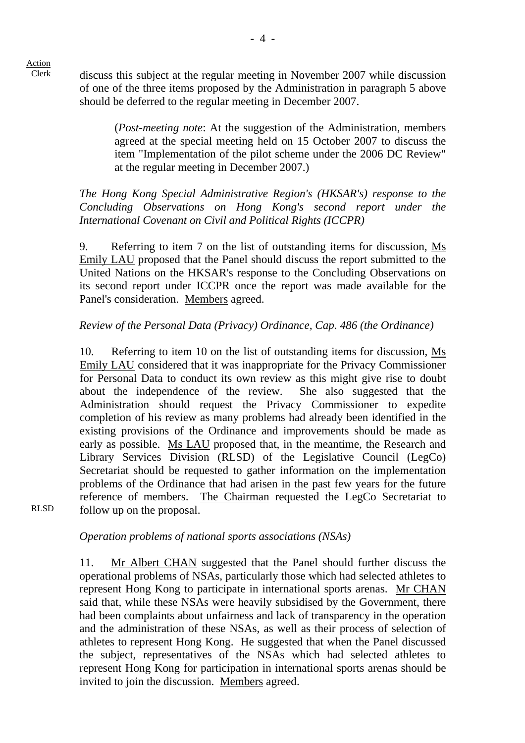Action
Clerk

discuss this subject at the regular meeting in November 2007 while discussion of one of the three items proposed by the Administration in paragraph 5 above should be deferred to the regular meeting in December 2007.

> (*Post-meeting note*: At the suggestion of the Administration, members agreed at the special meeting held on 15 October 2007 to discuss the item "Implementation of the pilot scheme under the 2006 DC Review" at the regular meeting in December 2007.)

*The Hong Kong Special Administrative Region's (HKSAR's) response to the Concluding Observations on Hong Kong's second report under the International Covenant on Civil and Political Rights (ICCPR)*

9. Referring to item 7 on the list of outstanding items for discussion, Ms Emily LAU proposed that the Panel should discuss the report submitted to the United Nations on the HKSAR's response to the Concluding Observations on its second report under ICCPR once the report was made available for the Panel's consideration. Members agreed.

*Review of the Personal Data (Privacy) Ordinance, Cap. 486 (the Ordinance)*

10. Referring to item 10 on the list of outstanding items for discussion, Ms Emily LAU considered that it was inappropriate for the Privacy Commissioner for Personal Data to conduct its own review as this might give rise to doubt about the independence of the review. She also suggested that the Administration should request the Privacy Commissioner to expedite completion of his review as many problems had already been identified in the existing provisions of the Ordinance and improvements should be made as early as possible. Ms LAU proposed that, in the meantime, the Research and Library Services Division (RLSD) of the Legislative Council (LegCo) Secretariat should be requested to gather information on the implementation problems of the Ordinance that had arisen in the past few years for the future reference of members. The Chairman requested the LegCo Secretariat to follow up on the proposal.

RLSD

*Operation problems of national sports associations (NSAs)*

11. Mr Albert CHAN suggested that the Panel should further discuss the operational problems of NSAs, particularly those which had selected athletes to represent Hong Kong to participate in international sports arenas. Mr CHAN said that, while these NSAs were heavily subsidised by the Government, there had been complaints about unfairness and lack of transparency in the operation and the administration of these NSAs, as well as their process of selection of athletes to represent Hong Kong. He suggested that when the Panel discussed the subject, representatives of the NSAs which had selected athletes to represent Hong Kong for participation in international sports arenas should be invited to join the discussion. Members agreed.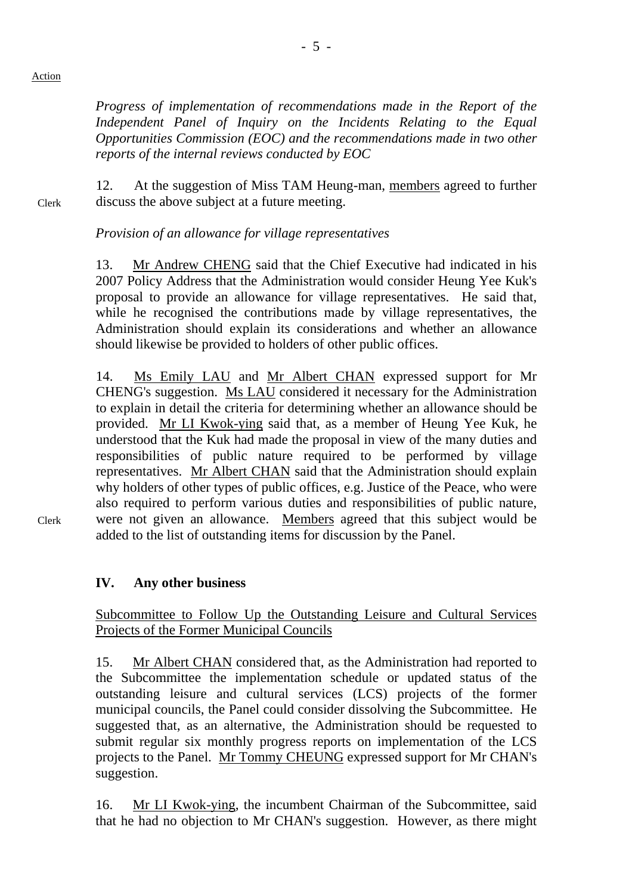Action

*Progress of implementation of recommendations made in the Report of the Independent Panel of Inquiry on the Incidents Relating to the Equal Opportunities Commission (EOC) and the recommendations made in two other reports of the internal reviews conducted by EOC*

12. At the suggestion of Miss TAM Heung-man, members agreed to further discuss the above subject at a future meeting. — Clerk

*Provision of an allowance for village representatives*

13. Mr Andrew CHENG said that the Chief Executive had indicated in his 2007 Policy Address that the Administration would consider Heung Yee Kuk's proposal to provide an allowance for village representatives. He said that, while he recognised the contributions made by village representatives, the Administration should explain its considerations and whether an allowance should likewise be provided to holders of other public offices.

14. Ms Emily LAU and Mr Albert CHAN expressed support for Mr CHENG's suggestion. Ms LAU considered it necessary for the Administration to explain in detail the criteria for determining whether an allowance should be provided. Mr LI Kwok-ying said that, as a member of Heung Yee Kuk, he understood that the Kuk had made the proposal in view of the many duties and responsibilities of public nature required to be performed by village representatives. Mr Albert CHAN said that the Administration should explain why holders of other types of public offices, e.g. Justice of the Peace, who were also required to perform various duties and responsibilities of public nature, were not given an allowance. Members agreed that this subject would be added to the list of outstanding items for discussion by the Panel. — Clerk

## IV. Any other business

Subcommittee to Follow Up the Outstanding Leisure and Cultural Services Projects of the Former Municipal Councils

15. Mr Albert CHAN considered that, as the Administration had reported to the Subcommittee the implementation schedule or updated status of the outstanding leisure and cultural services (LCS) projects of the former municipal councils, the Panel could consider dissolving the Subcommittee. He suggested that, as an alternative, the Administration should be requested to submit regular six monthly progress reports on implementation of the LCS projects to the Panel. Mr Tommy CHEUNG expressed support for Mr CHAN's suggestion.

16. Mr LI Kwok-ying, the incumbent Chairman of the Subcommittee, said that he had no objection to Mr CHAN's suggestion. However, as there might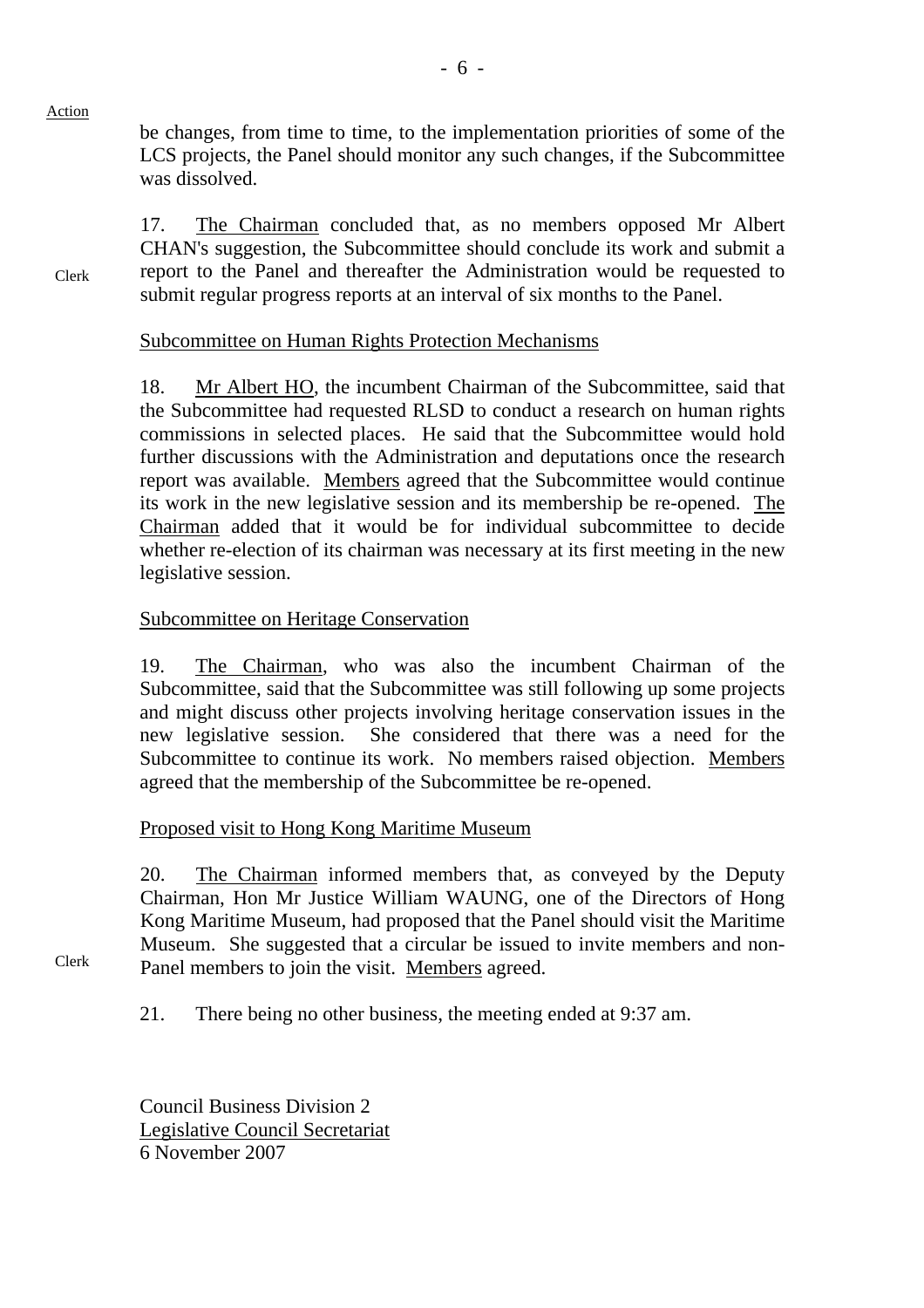Action

be changes, from time to time, to the implementation priorities of some of the LCS projects, the Panel should monitor any such changes, if the Subcommittee was dissolved.

Clerk

17. The Chairman concluded that, as no members opposed Mr Albert CHAN's suggestion, the Subcommittee should conclude its work and submit a report to the Panel and thereafter the Administration would be requested to submit regular progress reports at an interval of six months to the Panel.

Subcommittee on Human Rights Protection Mechanisms

18. Mr Albert HO, the incumbent Chairman of the Subcommittee, said that the Subcommittee had requested RLSD to conduct a research on human rights commissions in selected places. He said that the Subcommittee would hold further discussions with the Administration and deputations once the research report was available. Members agreed that the Subcommittee would continue its work in the new legislative session and its membership be re-opened. The Chairman added that it would be for individual subcommittee to decide whether re-election of its chairman was necessary at its first meeting in the new legislative session.

Subcommittee on Heritage Conservation

19. The Chairman, who was also the incumbent Chairman of the Subcommittee, said that the Subcommittee was still following up some projects and might discuss other projects involving heritage conservation issues in the new legislative session. She considered that there was a need for the Subcommittee to continue its work. No members raised objection. Members agreed that the membership of the Subcommittee be re-opened.

Proposed visit to Hong Kong Maritime Museum

Clerk

20. The Chairman informed members that, as conveyed by the Deputy Chairman, Hon Mr Justice William WAUNG, one of the Directors of Hong Kong Maritime Museum, had proposed that the Panel should visit the Maritime Museum. She suggested that a circular be issued to invite members and non-Panel members to join the visit. Members agreed.

21. There being no other business, the meeting ended at 9:37 am.

Council Business Division 2
Legislative Council Secretariat
6 November 2007